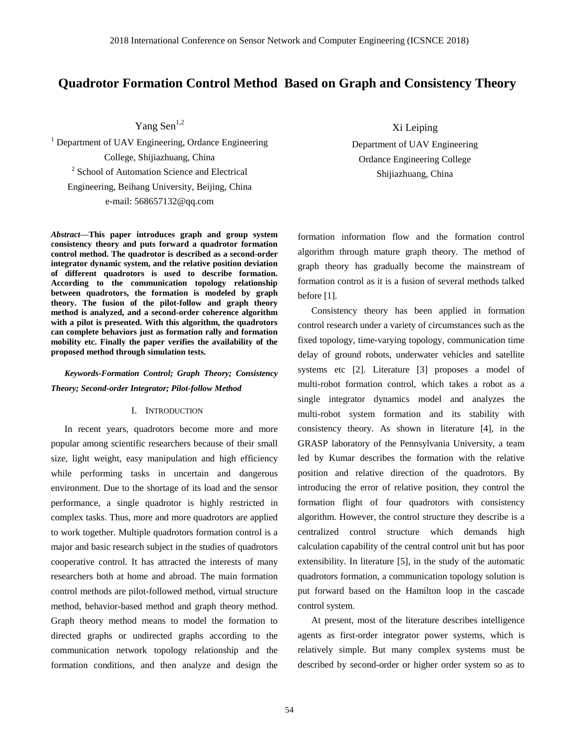# Quadrotor Formation Control Method Based on Graph and Consistency Theory

Yang Sen[1,2]

[1] Department of UAV Engineering, Ordance Engineering College, Shijiazhuang, China

[2] School of Automation Science and Electrical Engineering, Beihang University, Beijing, China

e-mail: 568657132@qq.com

Xi Leiping

Department of UAV Engineering

Ordance Engineering College

Shijiazhuang, China

***Abstract*—This paper introduces graph and group system consistency theory and puts forward a quadrotor formation control method. The quadrotor is described as a second-order integrator dynamic system, and the relative position deviation of different quadrotors is used to describe formation. According to the communication topology relationship between quadrotors, the formation is modeled by graph theory. The fusion of the pilot-follow and graph theory method is analyzed, and a second-order coherence algorithm with a pilot is presented. With this algorithm, the quadrotors can complete behaviors just as formation rally and formation mobility etc. Finally the paper verifies the availability of the proposed method through simulation tests.**

***Keywords-Formation Control; Graph Theory; Consistency Theory; Second-order Integrator; Pilot-follow Method***

## I. INTRODUCTION

In recent years, quadrotors become more and more popular among scientific researchers because of their small size, light weight, easy manipulation and high efficiency while performing tasks in uncertain and dangerous environment. Due to the shortage of its load and the sensor performance, a single quadrotor is highly restricted in complex tasks. Thus, more and more quadrotors are applied to work together. Multiple quadrotors formation control is a major and basic research subject in the studies of quadrotors cooperative control. It has attracted the interests of many researchers both at home and abroad. The main formation control methods are pilot-followed method, virtual structure method, behavior-based method and graph theory method. Graph theory method means to model the formation to directed graphs or undirected graphs according to the communication network topology relationship and the formation conditions, and then analyze and design the formation information flow and the formation control algorithm through mature graph theory. The method of graph theory has gradually become the mainstream of formation control as it is a fusion of several methods talked before [1].

Consistency theory has been applied in formation control research under a variety of circumstances such as the fixed topology, time-varying topology, communication time delay of ground robots, underwater vehicles and satellite systems etc [2]. Literature [3] proposes a model of multi-robot formation control, which takes a robot as a single integrator dynamics model and analyzes the multi-robot system formation and its stability with consistency theory. As shown in literature [4], in the GRASP laboratory of the Pennsylvania University, a team led by Kumar describes the formation with the relative position and relative direction of the quadrotors. By introducing the error of relative position, they control the formation flight of four quadrotors with consistency algorithm. However, the control structure they describe is a centralized control structure which demands high calculation capability of the central control unit but has poor extensibility. In literature [5], in the study of the automatic quadrotors formation, a communication topology solution is put forward based on the Hamilton loop in the cascade control system.

At present, most of the literature describes intelligence agents as first-order integrator power systems, which is relatively simple. But many complex systems must be described by second-order or higher order system so as to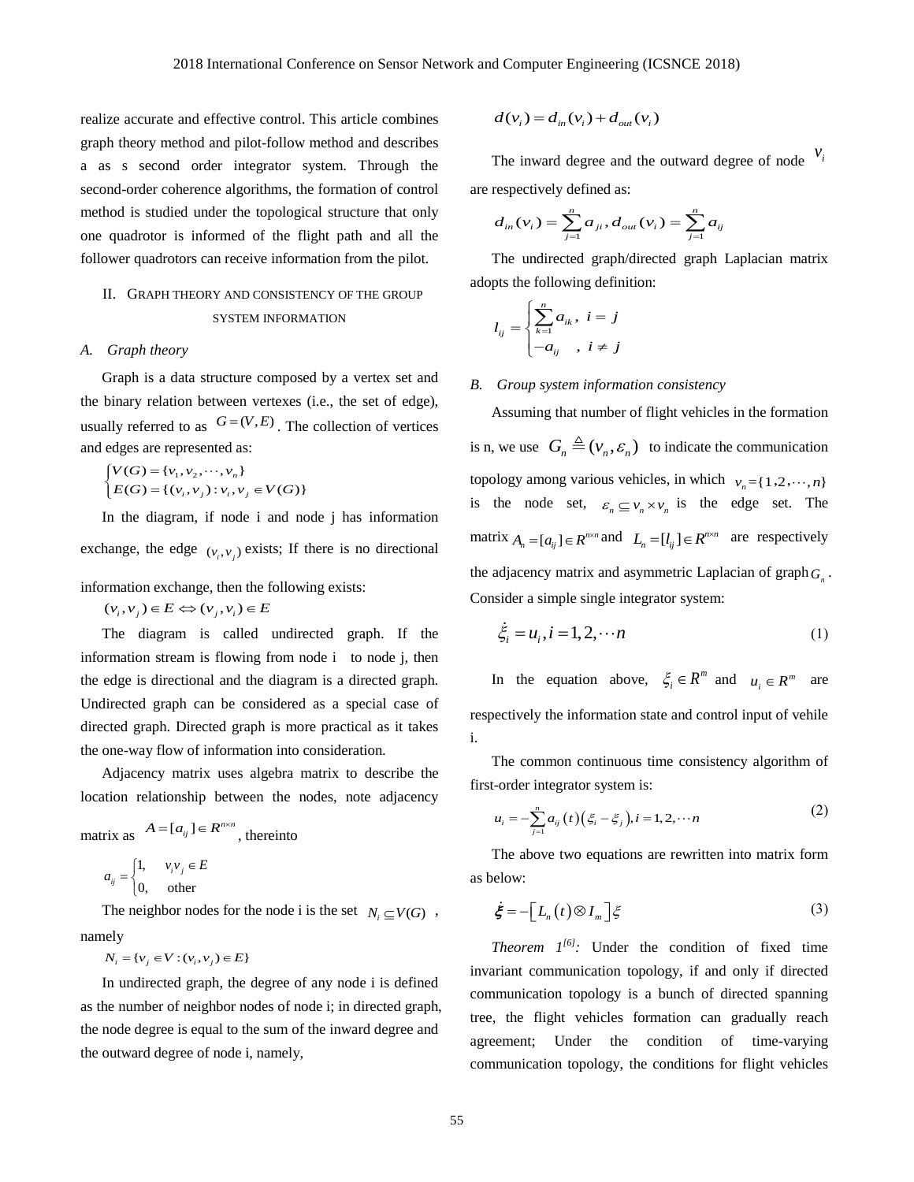realize accurate and effective control. This article combines graph theory method and pilot-follow method and describes a as s second order integrator system. Through the second-order coherence algorithms, the formation of control method is studied under the topological structure that only one quadrotor is informed of the flight path and all the follower quadrotors can receive information from the pilot.

## II. Graph Theory and Consistency of the Group System Information

### *A. Graph theory*

Graph is a data structure composed by a vertex set and the binary relation between vertexes (i.e., the set of edge), usually referred to as $G=(V,E)$. The collection of vertices and edges are represented as:

$$\begin{cases} V(G)=\{v_1,v_2,\cdots,v_n\} \\ E(G)=\{(v_i,v_j):v_i,v_j\in V(G)\} \end{cases}$$

In the diagram, if node i and node j has information exchange, the edge $(v_i,v_j)$ exists; If there is no directional information exchange, then the following exists:

$$(v_i,v_j)\in E \Leftrightarrow (v_j,v_i)\in E$$

The diagram is called undirected graph. If the information stream is flowing from node i to node j, then the edge is directional and the diagram is a directed graph. Undirected graph can be considered as a special case of directed graph. Directed graph is more practical as it takes the one-way flow of information into consideration.

Adjacency matrix uses algebra matrix to describe the location relationship between the nodes, note adjacency matrix as $A=[a_{ij}]\in R^{n\times n}$, thereinto

$$a_{ij}=\begin{cases} 1, & v_i v_j\in E \\ 0, & \text{other} \end{cases}$$

The neighbor nodes for the node i is the set $N_i\subseteq V(G)$, namely

$$N_i=\{v_j\in V:(v_i,v_j)\in E\}$$

In undirected graph, the degree of any node i is defined as the number of neighbor nodes of node i; in directed graph, the node degree is equal to the sum of the inward degree and the outward degree of node i, namely,

$$d(v_i)=d_{in}(v_i)+d_{out}(v_i)$$

The inward degree and the outward degree of node $v_i$ are respectively defined as:

$$d_{in}(v_i)=\sum_{j=1}^{n}a_{ji},\ d_{out}(v_i)=\sum_{j=1}^{n}a_{ij}$$

The undirected graph/directed graph Laplacian matrix adopts the following definition:

$$l_{ij}=\begin{cases} \sum_{k=1}^{n}a_{ik}, & i=j \\ -a_{ij}, & i\neq j \end{cases}$$

### *B. Group system information consistency*

Assuming that number of flight vehicles in the formation is n, we use $G_n \triangleq (v_n,\varepsilon_n)$ to indicate the communication topology among various vehicles, in which $v_n=\{1,2,\cdots,n\}$ is the node set, $\varepsilon_n\subseteq v_n\times v_n$ is the edge set. The matrix $A_n=[a_{ij}]\in R^{n\times n}$ and $L_n=[l_{ij}]\in R^{n\times n}$ are respectively the adjacency matrix and asymmetric Laplacian of graph $G_n$. Consider a simple single integrator system:

$$\dot{\xi}_i=u_i, i=1,2,\cdots n \tag{1}$$

In the equation above, $\xi_i\in R^m$ and $u_i\in R^m$ are respectively the information state and control input of vehile i.

The common continuous time consistency algorithm of first-order integrator system is:

$$u_i=-\sum_{j=1}^{n}a_{ij}(t)(\xi_i-\xi_j), i=1,2,\cdots n \tag{2}$$

The above two equations are rewritten into matrix form as below:

$$\dot{\boldsymbol{\xi}}=-\left[L_n(t)\otimes I_m\right]\xi \tag{3}$$

*Theorem 1*[6]*:* Under the condition of fixed time invariant communication topology, if and only if directed communication topology is a bunch of directed spanning tree, the flight vehicles formation can gradually reach agreement; Under the condition of time-varying communication topology, the conditions for flight vehicles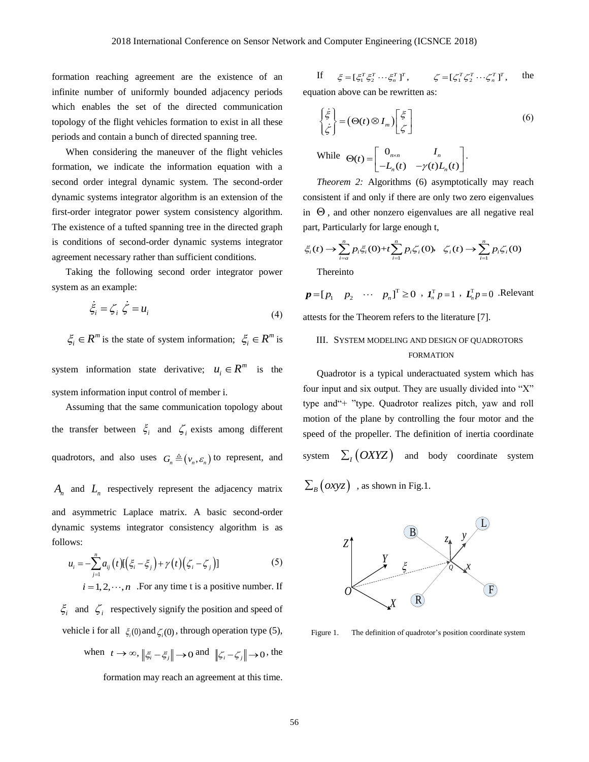formation reaching agreement are the existence of an infinite number of uniformly bounded adjacency periods which enables the set of the directed communication topology of the flight vehicles formation to exist in all these periods and contain a bunch of directed spanning tree.

When considering the maneuver of the flight vehicles formation, we indicate the information equation with a second order integral dynamic system. The second-order dynamic systems integrator algorithm is an extension of the first-order integrator power system consistency algorithm. The existence of a tufted spanning tree in the directed graph is conditions of second-order dynamic systems integrator agreement necessary rather than sufficient conditions.

Taking the following second order integrator power system as an example:

$$\dot{\xi}_i = \zeta_i \ \dot{\zeta} = u_i \tag{4}$$

$\xi_i \in R^m$ is the state of system information; $\xi_i \in R^m$ is system information state derivative; $u_i \in R^m$ is the system information input control of member i.

Assuming that the same communication topology about the transfer between $\xi_i$ and $\zeta_i$ exists among different quadrotors, and also uses $G_n \triangleq (v_n, \varepsilon_n)$ to represent, and $A_n$ and $L_n$ respectively represent the adjacency matrix and asymmetric Laplace matrix. A basic second-order dynamic systems integrator consistency algorithm is as follows:

$$u_i = -\sum_{j=1}^{n} a_{ij}(t)[(\xi_i - \xi_j) + \gamma(t)(\zeta_i - \zeta_j)] \tag{5}$$

$i = 1, 2, \cdots, n$ .For any time t is a positive number. If $\xi_i$ and $\zeta_i$ respectively signify the position and speed of vehicle i for all $\xi_i(0)$ and $\zeta_i(0)$, through operation type (5), when $t \to \infty$, $\|\xi_i - \xi_j\| \to 0$ and $\|\zeta_i - \zeta_j\| \to 0$, the formation may reach an agreement at this time.

If $\xi = [\xi_1^T \xi_2^T \cdots \xi_n^T]^T$, $\zeta = [\zeta_1^T \zeta_2^T \cdots \zeta_n^T]^T$, the equation above can be rewritten as:

$$\begin{Bmatrix} \dot{\xi} \\ \dot{\zeta} \end{Bmatrix} = (\Theta(t) \otimes I_m) \begin{bmatrix} \xi \\ \zeta \end{bmatrix} \tag{6}$$

While $\Theta(t) = \begin{bmatrix} 0_{n\times n} & I_n \\ -L_n(t) & -\gamma(t) L_n(t) \end{bmatrix}$.

*Theorem 2:* Algorithms (6) asymptotically may reach consistent if and only if there are only two zero eigenvalues in $\Theta$, and other nonzero eigenvalues are all negative real part, Particularly for large enough t,

$$\xi_i(t) \to \sum_{i=a}^{n} p_i \xi_i(0) + t \sum_{i=1}^{n} p_i \zeta_i(0), \quad \zeta_i(t) \to \sum_{i=1}^{n} p_i \zeta_i(0)$$

Thereinto

$\boldsymbol{p} = [p_1 \quad p_2 \quad \cdots \quad p_n]^{\mathrm{T}} \geq 0$ , $\boldsymbol{1}_n^{\mathrm{T}} p = 1$ , $\boldsymbol{L}_n^{\mathrm{T}} p = 0$ .Relevant attests for the Theorem refers to the literature [7].

## III. System Modeling and Design of Quadrotors Formation

Quadrotor is a typical underactuated system which has four input and six output. They are usually divided into "X" type and"+ "type. Quadrotor realizes pitch, yaw and roll motion of the plane by controlling the four motor and the speed of the propeller. The definition of inertia coordinate system $\sum_I (OXYZ)$ and body coordinate system $\sum_B (oxyz)$ , as shown in Fig.1.

Figure 1. The definition of quadrotor's position coordinate system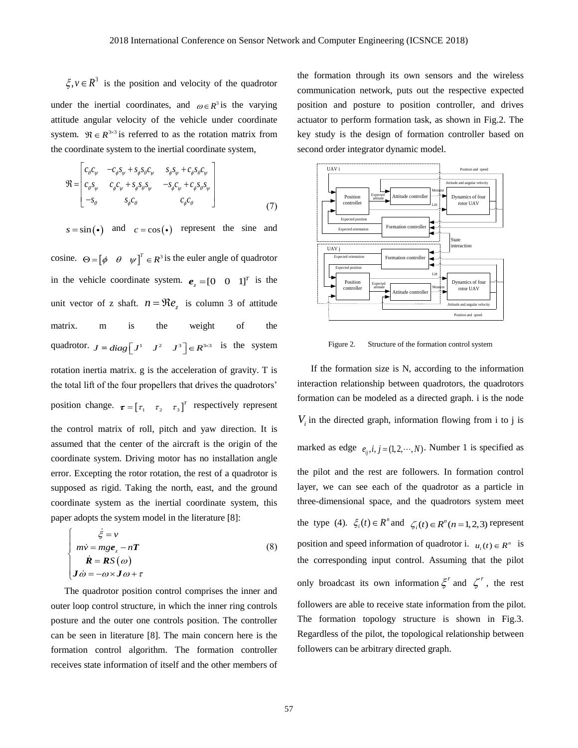$\xi, v \in R^3$ is the position and velocity of the quadrotor under the inertial coordinates, and $\omega \in R^3$ is the varying attitude angular velocity of the vehicle under coordinate system. $\Re \in R^{3\times 3}$ is referred to as the rotation matrix from the coordinate system to the inertial coordinate system,

$$\Re = \begin{bmatrix} c_\theta c_\psi & -c_\phi s_\psi + s_\phi s_\theta c_\psi & s_\phi s_\psi + c_\phi s_\theta c_\psi \\ c_\theta s_\psi & c_\phi c_\psi + s_\phi s_\theta s_\psi & -s_\phi c_\psi + c_\phi s_\theta s_\psi \\ -s_\theta & s_\phi c_\theta & c_\phi c_\theta \end{bmatrix} \tag{7}$$

$s = \sin(\bullet)$ and $c = \cos(\bullet)$ represent the sine and cosine. $\Theta = \begin{bmatrix} \phi & \theta & \psi \end{bmatrix}^T \in R^3$ is the euler angle of quadrotor in the vehicle coordinate system. $\boldsymbol{e}_z = [0 \quad 0 \quad 1]^T$ is the unit vector of z shaft. $n = \Re e_z$ is column 3 of attitude matrix. m is the weight of the quadrotor. $J = diag\begin{bmatrix} J^1 & J^2 & J^3 \end{bmatrix} \in R^{3\times 3}$ is the system rotation inertia matrix. g is the acceleration of gravity. T is the total lift of the four propellers that drives the quadrotors' position change. $\boldsymbol{\tau} = \begin{bmatrix} \tau_1 & \tau_2 & \tau_3 \end{bmatrix}^T$ respectively represent the control matrix of roll, pitch and yaw direction. It is assumed that the center of the aircraft is the origin of the coordinate system. Driving motor has no installation angle error. Excepting the rotor rotation, the rest of a quadrotor is supposed as rigid. Taking the north, east, and the ground coordinate system as the inertial coordinate system, this paper adopts the system model in the literature [8]:

$$\begin{cases} \dot{\xi} = v \\ m\dot{v} = mg\boldsymbol{e}_z - n\boldsymbol{T} \\ \dot{\boldsymbol{R}} = \boldsymbol{R}S(\omega) \\ \boldsymbol{J}\dot{\omega} = -\omega \times \boldsymbol{J}\omega + \tau \end{cases} \tag{8}$$

The quadrotor position control comprises the inner and outer loop control structure, in which the inner ring controls posture and the outer one controls position. The controller can be seen in literature [8]. The main concern here is the formation control algorithm. The formation controller receives state information of itself and the other members of the formation through its own sensors and the wireless communication network, puts out the respective expected position and posture to position controller, and drives actuator to perform formation task, as shown in Fig.2. The key study is the design of formation controller based on second order integrator dynamic model.

Figure 2. Structure of the formation control system

If the formation size is N, according to the information interaction relationship between quadrotors, the quadrotors formation can be modeled as a directed graph. i is the node $V_i$ in the directed graph, information flowing from i to j is marked as edge $e_{ij}, i, j = (1, 2, \cdots, N)$. Number 1 is specified as the pilot and the rest are followers. In formation control layer, we can see each of the quadrotor as a particle in three-dimensional space, and the quadrotors system meet the type (4). $\xi_i(t) \in R^n$ and $\zeta_i(t) \in R^n (n = 1, 2, 3)$ represent position and speed information of quadrotor i. $u_i(t) \in R^n$ is the corresponding input control. Assuming that the pilot only broadcast its own information $\xi^r$ and $\zeta^r$, the rest followers are able to receive state information from the pilot. The formation topology structure is shown in Fig.3. Regardless of the pilot, the topological relationship between followers can be arbitrary directed graph.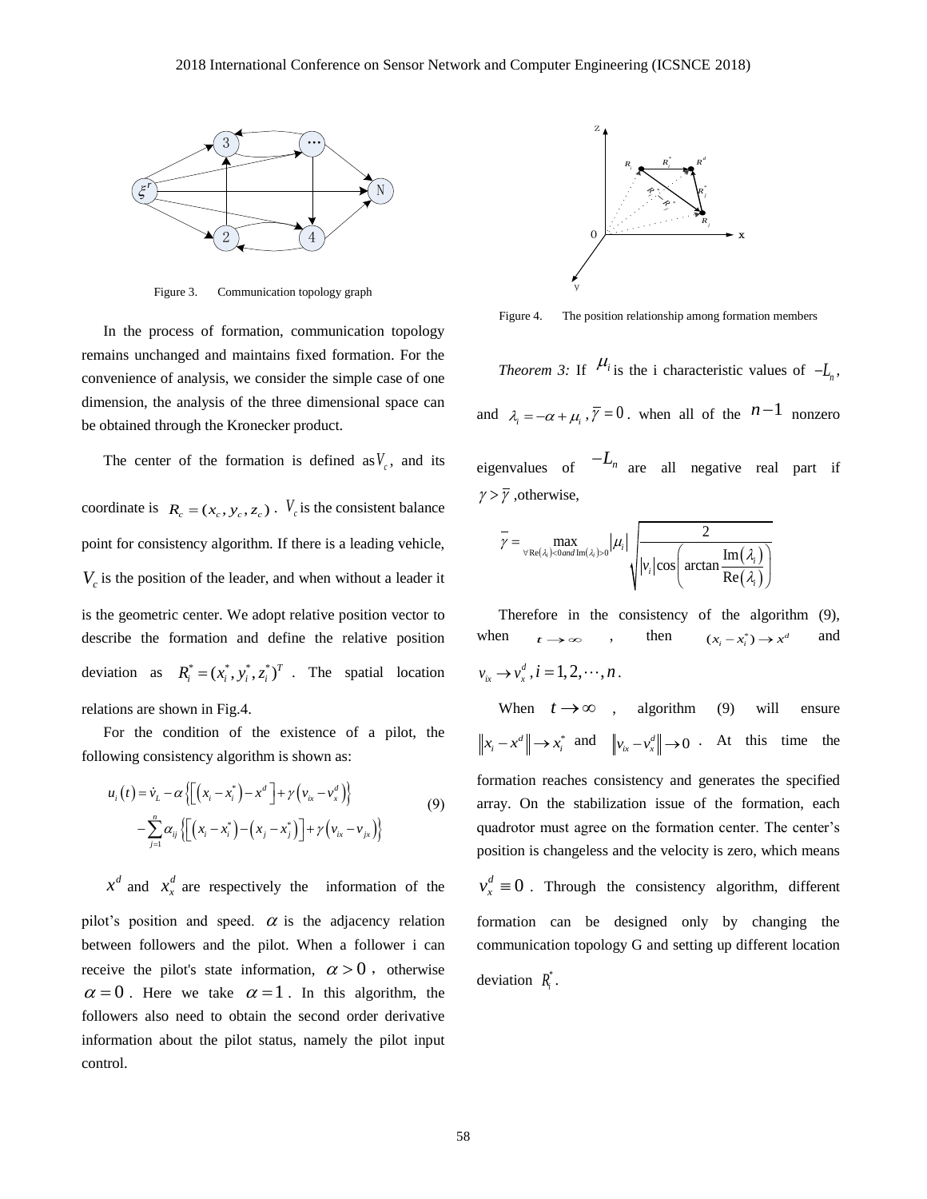Figure 3. Communication topology graph

In the process of formation, communication topology remains unchanged and maintains fixed formation. For the convenience of analysis, we consider the simple case of one dimension, the analysis of the three dimensional space can be obtained through the Kronecker product.

The center of the formation is defined as $V_c$, and its coordinate is $R_c = (x_c, y_c, z_c)$ . $V_c$ is the consistent balance point for consistency algorithm. If there is a leading vehicle, $V_c$ is the position of the leader, and when without a leader it is the geometric center. We adopt relative position vector to describe the formation and define the relative position deviation as $R_i^* = (x_i^*, y_i^*, z_i^*)^T$ . The spatial location relations are shown in Fig.4.

For the condition of the existence of a pilot, the following consistency algorithm is shown as:

$$
\begin{aligned}
u_i(t) = \dot{v}_L - \alpha\left\{\left[\left(x_i - x_i^*\right) - x^d\right] + \gamma\left(v_{ix} - v_x^d\right)\right\} \\
- \sum_{j=1}^{n} \alpha_{ij}\left\{\left[\left(x_i - x_i^*\right) - \left(x_j - x_j^*\right)\right] + \gamma\left(v_{ix} - v_{jx}\right)\right\}
\end{aligned}
\quad (9)
$$

$x^d$ and $x_x^d$ are respectively the information of the pilot's position and speed. $\alpha$ is the adjacency relation between followers and the pilot. When a follower i can receive the pilot's state information, $\alpha > 0$ , otherwise $\alpha = 0$ . Here we take $\alpha = 1$ . In this algorithm, the followers also need to obtain the second order derivative information about the pilot status, namely the pilot input control.

Figure 4. The position relationship among formation members

*Theorem 3:* If $\mu_i$ is the i characteristic values of $-L_n$, and $\lambda_i = -\alpha + \mu_i$ , $\bar{\gamma} = 0$ . when all of the $n-1$ nonzero eigenvalues of $-L_n$ are all negative real part if $\gamma > \bar{\gamma}$ ,otherwise,

$$
\bar{\gamma} = \max_{\forall \operatorname{Re}(\lambda_i)<0 \, and \, \operatorname{Im}(\lambda_i)>0} |\mu_i| \sqrt{\frac{2}{|v_i| \cos\left(\arctan\frac{\operatorname{Im}(\lambda_i)}{\operatorname{Re}(\lambda_i)}\right)}}
$$

Therefore in the consistency of the algorithm (9), when $t \to \infty$ , then $(x_i - x_i^*) \to x^d$ and $v_{ix} \to v_x^d, i = 1, 2, \cdots, n$.

When $t \to \infty$ , algorithm (9) will ensure $\left\| x_i - x^d \right\| \to x_i^*$ and $\left\| v_{ix} - v_x^d \right\| \to 0$ . At this time the formation reaches consistency and generates the specified array. On the stabilization issue of the formation, each quadrotor must agree on the formation center. The center's position is changeless and the velocity is zero, which means $v_x^d \equiv 0$ . Through the consistency algorithm, different formation can be designed only by changing the communication topology G and setting up different location deviation $R_i^*$.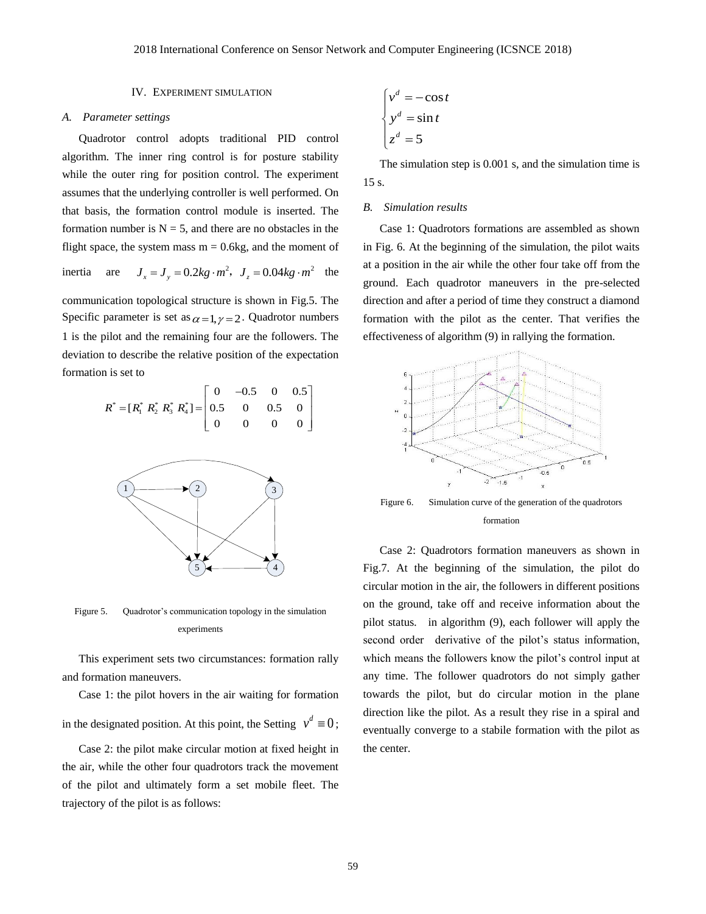## IV. EXPERIMENT SIMULATION

### A. Parameter settings

Quadrotor control adopts traditional PID control algorithm. The inner ring control is for posture stability while the outer ring for position control. The experiment assumes that the underlying controller is well performed. On that basis, the formation control module is inserted. The formation number is N = 5, and there are no obstacles in the flight space, the system mass m = 0.6kg, and the moment of inertia are $J_x = J_y = 0.2kg \cdot m^2$, $J_z = 0.04kg \cdot m^2$ the communication topological structure is shown in Fig.5. The Specific parameter is set as $\alpha = 1, \gamma = 2$. Quadrotor numbers 1 is the pilot and the remaining four are the followers. The deviation to describe the relative position of the expectation formation is set to

$$R^* = [R_1^* \ R_2^* \ R_3^* \ R_4^*] = \begin{bmatrix} 0 & -0.5 & 0 & 0.5 \\ 0.5 & 0 & 0.5 & 0 \\ 0 & 0 & 0 & 0 \end{bmatrix}$$

Figure 5. Quadrotor's communication topology in the simulation experiments

This experiment sets two circumstances: formation rally and formation maneuvers.

Case 1: the pilot hovers in the air waiting for formation in the designated position. At this point, the Setting $v^d \equiv 0$;

Case 2: the pilot make circular motion at fixed height in the air, while the other four quadrotors track the movement of the pilot and ultimately form a set mobile fleet. The trajectory of the pilot is as follows:

$$\begin{cases} v^d = -\cos t \\ y^d = \sin t \\ z^d = 5 \end{cases}$$

The simulation step is 0.001 s, and the simulation time is 15 s.

### B. Simulation results

Case 1: Quadrotors formations are assembled as shown in Fig. 6. At the beginning of the simulation, the pilot waits at a position in the air while the other four take off from the ground. Each quadrotor maneuvers in the pre-selected direction and after a period of time they construct a diamond formation with the pilot as the center. That verifies the effectiveness of algorithm (9) in rallying the formation.

Figure 6. Simulation curve of the generation of the quadrotors formation

Case 2: Quadrotors formation maneuvers as shown in Fig.7. At the beginning of the simulation, the pilot do circular motion in the air, the followers in different positions on the ground, take off and receive information about the pilot status. in algorithm (9), each follower will apply the second order derivative of the pilot's status information, which means the followers know the pilot's control input at any time. The follower quadrotors do not simply gather towards the pilot, but do circular motion in the plane direction like the pilot. As a result they rise in a spiral and eventually converge to a stabile formation with the pilot as the center.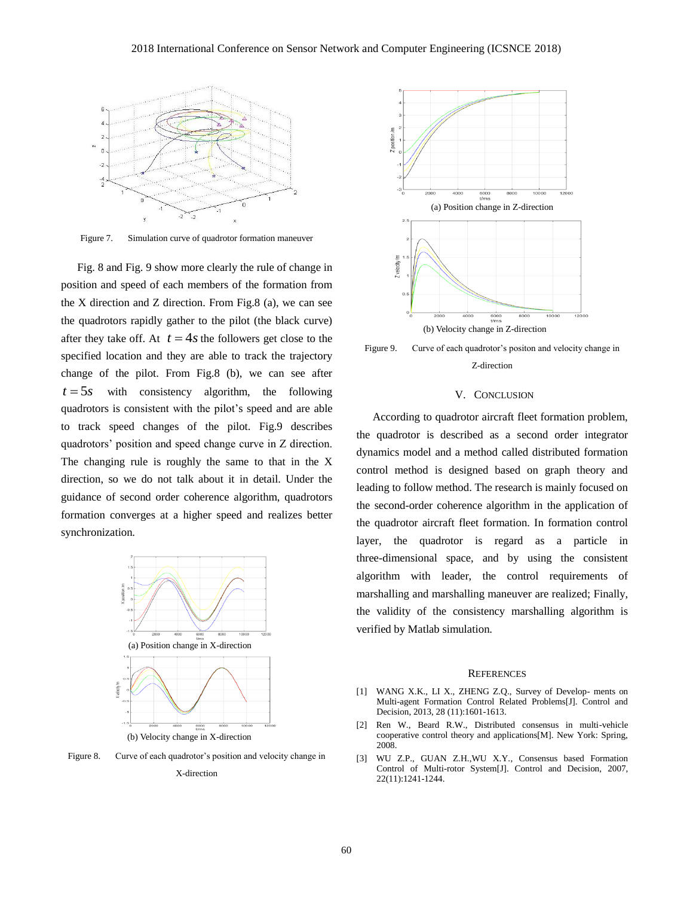Figure 7. Simulation curve of quadrotor formation maneuver

Fig. 8 and Fig. 9 show more clearly the rule of change in position and speed of each members of the formation from the X direction and Z direction. From Fig.8 (a), we can see the quadrotors rapidly gather to the pilot (the black curve) after they take off. At $t = 4s$ the followers get close to the specified location and they are able to track the trajectory change of the pilot. From Fig.8 (b), we can see after $t = 5s$ with consistency algorithm, the following quadrotors is consistent with the pilot's speed and are able to track speed changes of the pilot. Fig.9 describes quadrotors' position and speed change curve in Z direction. The changing rule is roughly the same to that in the X direction, so we do not talk about it in detail. Under the guidance of second order coherence algorithm, quadrotors formation converges at a higher speed and realizes better synchronization.

(a) Position change in X-direction

(b) Velocity change in X-direction

Figure 8. Curve of each quadrotor's position and velocity change in X-direction

(a) Position change in Z-direction

(b) Velocity change in Z-direction

Figure 9. Curve of each quadrotor's positon and velocity change in Z-direction

## V. CONCLUSION

According to quadrotor aircraft fleet formation problem, the quadrotor is described as a second order integrator dynamics model and a method called distributed formation control method is designed based on graph theory and leading to follow method. The research is mainly focused on the second-order coherence algorithm in the application of the quadrotor aircraft fleet formation. In formation control layer, the quadrotor is regard as a particle in three-dimensional space, and by using the consistent algorithm with leader, the control requirements of marshalling and marshalling maneuver are realized; Finally, the validity of the consistency marshalling algorithm is verified by Matlab simulation.

## REFERENCES

[1] WANG X.K., LI X., ZHENG Z.Q., Survey of Develop- ments on Multi-agent Formation Control Related Problems[J]. Control and Decision, 2013, 28 (11):1601-1613.

[2] Ren W., Beard R.W., Distributed consensus in multi-vehicle cooperative control theory and applications[M]. New York: Spring, 2008.

[3] WU Z.P., GUAN Z.H.,WU X.Y., Consensus based Formation Control of Multi-rotor System[J]. Control and Decision, 2007, 22(11):1241-1244.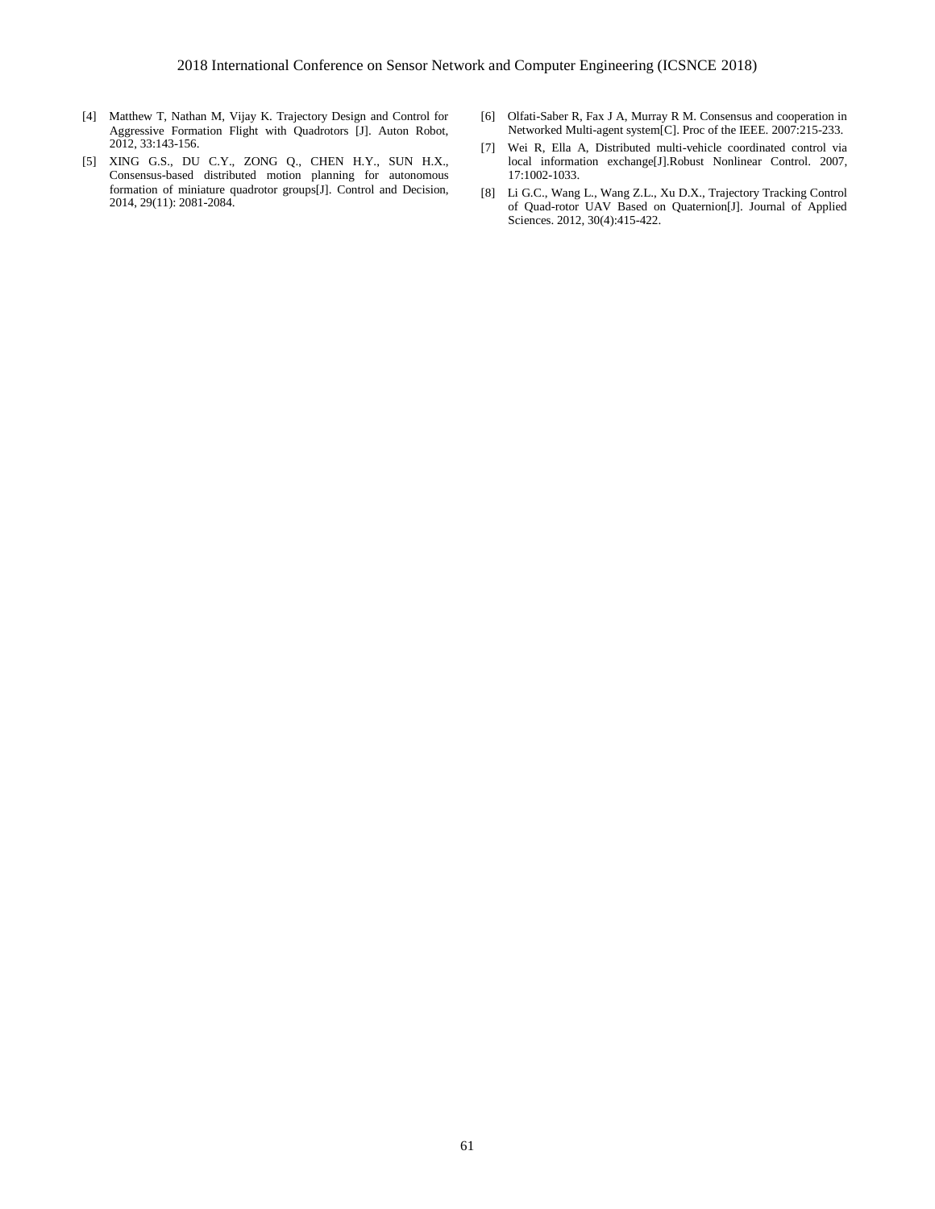[4] Matthew T, Nathan M, Vijay K. Trajectory Design and Control for Aggressive Formation Flight with Quadrotors [J]. Auton Robot, 2012, 33:143-156.

[5] XING G.S., DU C.Y., ZONG Q., CHEN H.Y., SUN H.X., Consensus-based distributed motion planning for autonomous formation of miniature quadrotor groups[J]. Control and Decision, 2014, 29(11): 2081-2084.

[6] Olfati-Saber R, Fax J A, Murray R M. Consensus and cooperation in Networked Multi-agent system[C]. Proc of the IEEE. 2007:215-233.

[7] Wei R, Ella A, Distributed multi-vehicle coordinated control via local information exchange[J].Robust Nonlinear Control. 2007, 17:1002-1033.

[8] Li G.C., Wang L., Wang Z.L., Xu D.X., Trajectory Tracking Control of Quad-rotor UAV Based on Quaternion[J]. Journal of Applied Sciences. 2012, 30(4):415-422.